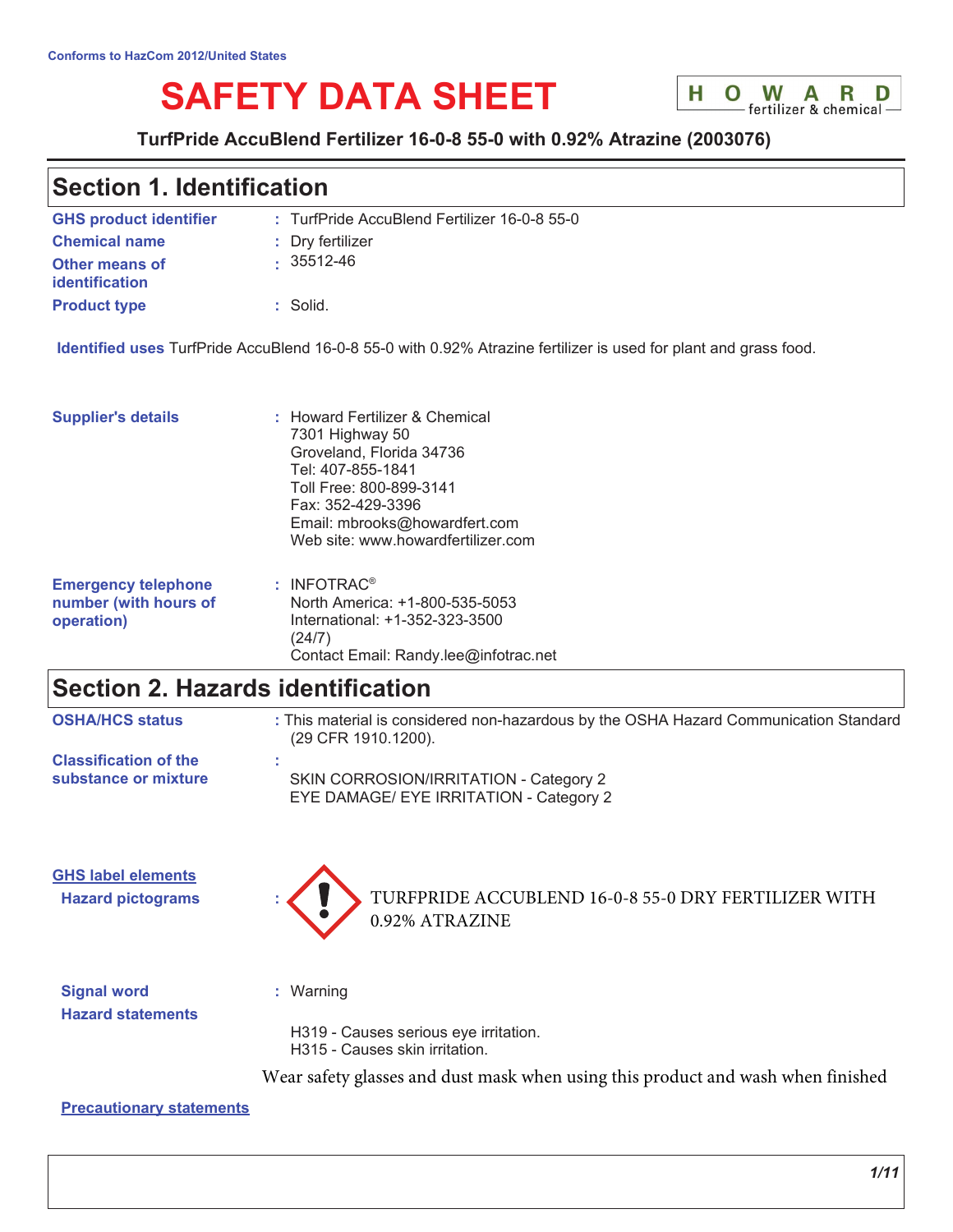Conforms to HazCom 2012/United States

# SAFETY DATA SHEET

**TurfPride AccuBlend Fertilizer 16-0-8 55-0 with 0.92% Atrazine (2003076)**

## Section 1. Identification

| | |
|---|---|
| **GHS product identifier** | : TurfPride AccuBlend Fertilizer 16-0-8 55-0 |
| **Chemical name** | : Dry fertilizer |
| **Other means of identification** | : 35512-46 |
| **Product type** | : Solid. |

**Identified uses** TurfPride AccuBlend 16-0-8 55-0 with 0.92% Atrazine fertilizer is used for plant and grass food.

**Supplier's details** : Howard Fertilizer & Chemical
7301 Highway 50
Groveland, Florida 34736
Tel: 407-855-1841
Toll Free: 800-899-3141
Fax: 352-429-3396
Email: mbrooks@howardfert.com
Web site: www.howardfertilizer.com

**Emergency telephone number (with hours of operation)** : INFOTRAC®
North America: +1-800-535-5053
International: +1-352-323-3500
(24/7)
Contact Email: Randy.lee@infotrac.net

## Section 2. Hazards identification

**OSHA/HCS status** : This material is considered non-hazardous by the OSHA Hazard Communication Standard (29 CFR 1910.1200).

**Classification of the substance or mixture** :
SKIN CORROSION/IRRITATION - Category 2
EYE DAMAGE/ EYE IRRITATION - Category 2

**GHS label elements**

**Hazard pictograms** : TURFPRIDE ACCUBLEND 16-0-8 55-0 DRY FERTILIZER WITH 0.92% ATRAZINE

**Signal word** : Warning

**Hazard statements**

H319 - Causes serious eye irritation.
H315 - Causes skin irritation.

Wear safety glasses and dust mask when using this product and wash when finished

**Precautionary statements**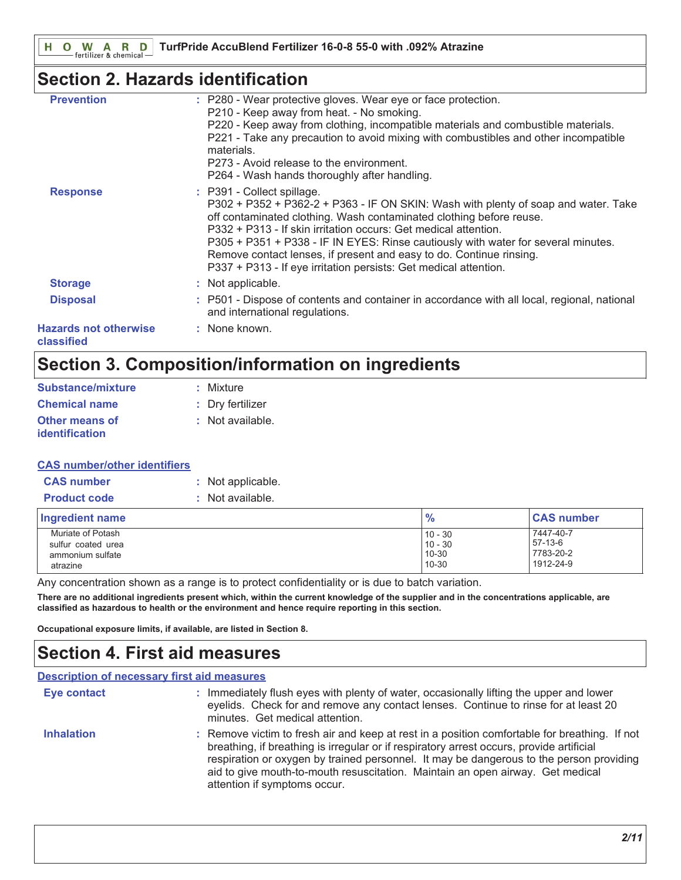## Section 2. Hazards identification

**Prevention** : P280 - Wear protective gloves. Wear eye or face protection.
P210 - Keep away from heat. - No smoking.
P220 - Keep away from clothing, incompatible materials and combustible materials.
P221 - Take any precaution to avoid mixing with combustibles and other incompatible materials.
P273 - Avoid release to the environment.
P264 - Wash hands thoroughly after handling.

**Response** : P391 - Collect spillage.
P302 + P352 + P362-2 + P363 - IF ON SKIN: Wash with plenty of soap and water. Take off contaminated clothing. Wash contaminated clothing before reuse.
P332 + P313 - If skin irritation occurs: Get medical attention.
P305 + P351 + P338 - IF IN EYES: Rinse cautiously with water for several minutes. Remove contact lenses, if present and easy to do. Continue rinsing.
P337 + P313 - If eye irritation persists: Get medical attention.

**Storage** : Not applicable.

**Disposal** : P501 - Dispose of contents and container in accordance with all local, regional, national and international regulations.

**Hazards not otherwise classified** : None known.

## Section 3. Composition/information on ingredients

**Substance/mixture** : Mixture

**Chemical name** : Dry fertilizer

**Other means of identification** : Not available.

**CAS number/other identifiers**

**CAS number** : Not applicable.

**Product code** : Not available.

| Ingredient name | % | CAS number |
|---|---|---|
| Muriate of Potash | 10 - 30 | 7447-40-7 |
| sulfur coated urea | 10 - 30 | 57-13-6 |
| ammonium sulfate | 10-30 | 7783-20-2 |
| atrazine | 10-30 | 1912-24-9 |

Any concentration shown as a range is to protect confidentiality or is due to batch variation.

**There are no additional ingredients present which, within the current knowledge of the supplier and in the concentrations applicable, are classified as hazardous to health or the environment and hence require reporting in this section.**

**Occupational exposure limits, if available, are listed in Section 8.**

## Section 4. First aid measures

**Description of necessary first aid measures**

**Eye contact** : Immediately flush eyes with plenty of water, occasionally lifting the upper and lower eyelids. Check for and remove any contact lenses. Continue to rinse for at least 20 minutes. Get medical attention.

**Inhalation** : Remove victim to fresh air and keep at rest in a position comfortable for breathing. If not breathing, if breathing is irregular or if respiratory arrest occurs, provide artificial respiration or oxygen by trained personnel. It may be dangerous to the person providing aid to give mouth-to-mouth resuscitation. Maintain an open airway. Get medical attention if symptoms occur.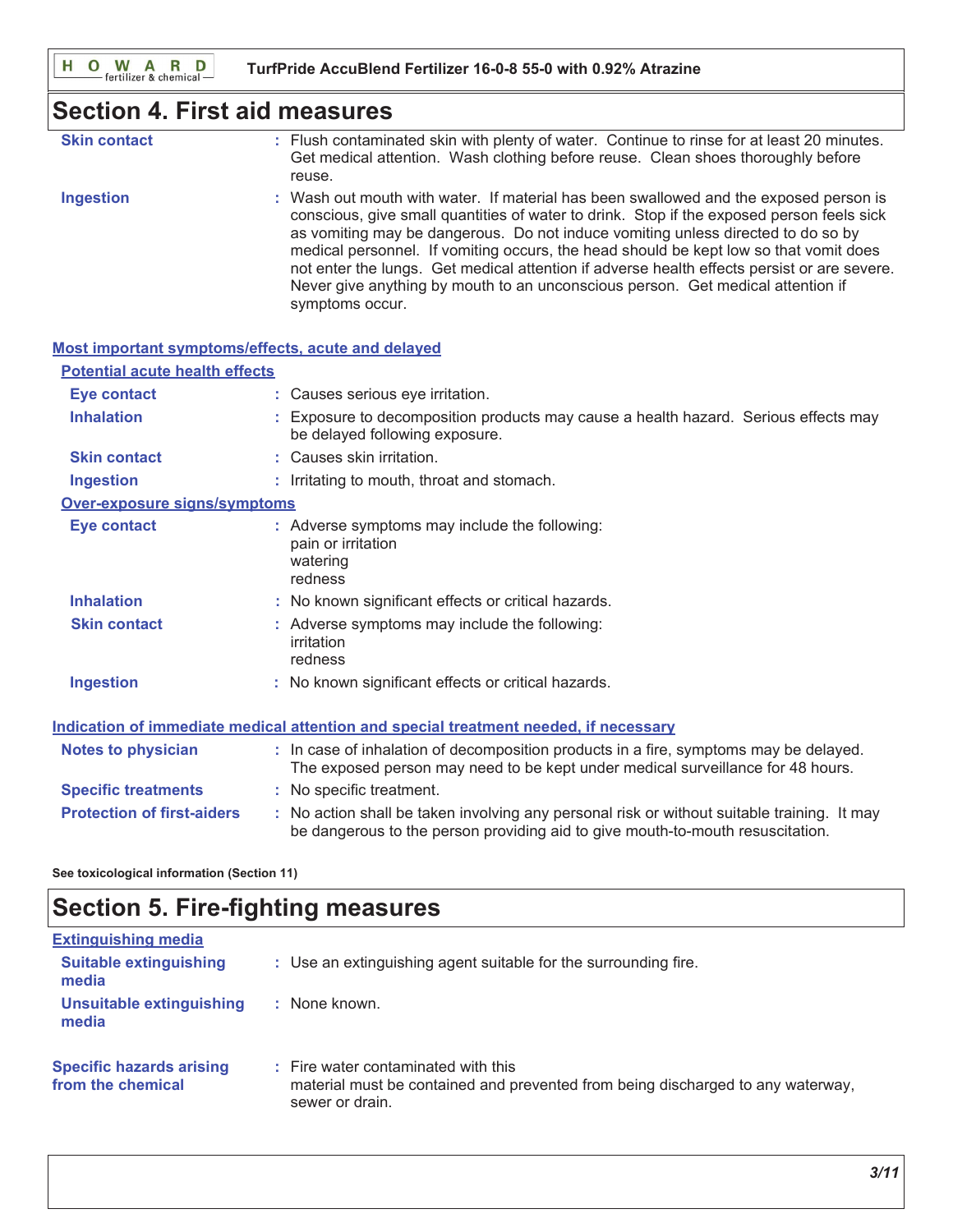## Section 4. First aid measures

| | |
|---|---|
| **Skin contact** | : Flush contaminated skin with plenty of water. Continue to rinse for at least 20 minutes. Get medical attention. Wash clothing before reuse. Clean shoes thoroughly before reuse. |
| **Ingestion** | : Wash out mouth with water. If material has been swallowed and the exposed person is conscious, give small quantities of water to drink. Stop if the exposed person feels sick as vomiting may be dangerous. Do not induce vomiting unless directed to do so by medical personnel. If vomiting occurs, the head should be kept low so that vomit does not enter the lungs. Get medical attention if adverse health effects persist or are severe. Never give anything by mouth to an unconscious person. Get medical attention if symptoms occur. |

### Most important symptoms/effects, acute and delayed

#### Potential acute health effects

| | |
|---|---|
| **Eye contact** | : Causes serious eye irritation. |
| **Inhalation** | : Exposure to decomposition products may cause a health hazard. Serious effects may be delayed following exposure. |
| **Skin contact** | : Causes skin irritation. |
| **Ingestion** | : Irritating to mouth, throat and stomach. |

#### Over-exposure signs/symptoms

| | |
|---|---|
| **Eye contact** | : Adverse symptoms may include the following: pain or irritation watering redness |
| **Inhalation** | : No known significant effects or critical hazards. |
| **Skin contact** | : Adverse symptoms may include the following: irritation redness |
| **Ingestion** | : No known significant effects or critical hazards. |

### Indication of immediate medical attention and special treatment needed, if necessary

| | |
|---|---|
| **Notes to physician** | : In case of inhalation of decomposition products in a fire, symptoms may be delayed. The exposed person may need to be kept under medical surveillance for 48 hours. |
| **Specific treatments** | : No specific treatment. |
| **Protection of first-aiders** | : No action shall be taken involving any personal risk or without suitable training. It may be dangerous to the person providing aid to give mouth-to-mouth resuscitation. |

**See toxicological information (Section 11)**

## Section 5. Fire-fighting measures

### Extinguishing media

| | |
|---|---|
| **Suitable extinguishing media** | : Use an extinguishing agent suitable for the surrounding fire. |
| **Unsuitable extinguishing media** | : None known. |
| **Specific hazards arising from the chemical** | : Fire water contaminated with this material must be contained and prevented from being discharged to any waterway, sewer or drain. |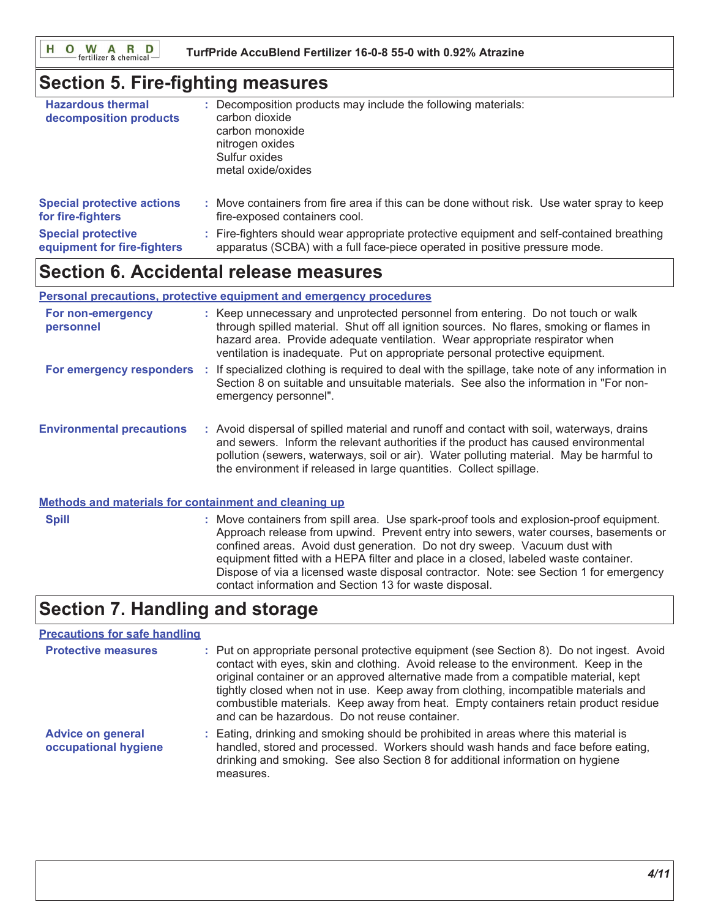## Section 5. Fire-fighting measures

**Hazardous thermal decomposition products** : Decomposition products may include the following materials:
carbon dioxide
carbon monoxide
nitrogen oxides
Sulfur oxides
metal oxide/oxides

**Special protective actions for fire-fighters** : Move containers from fire area if this can be done without risk. Use water spray to keep fire-exposed containers cool.

**Special protective equipment for fire-fighters** : Fire-fighters should wear appropriate protective equipment and self-contained breathing apparatus (SCBA) with a full face-piece operated in positive pressure mode.

## Section 6. Accidental release measures

### Personal precautions, protective equipment and emergency procedures

**For non-emergency personnel** : Keep unnecessary and unprotected personnel from entering. Do not touch or walk through spilled material. Shut off all ignition sources. No flares, smoking or flames in hazard area. Provide adequate ventilation. Wear appropriate respirator when ventilation is inadequate. Put on appropriate personal protective equipment.

**For emergency responders** : If specialized clothing is required to deal with the spillage, take note of any information in Section 8 on suitable and unsuitable materials. See also the information in "For non-emergency personnel".

**Environmental precautions** : Avoid dispersal of spilled material and runoff and contact with soil, waterways, drains and sewers. Inform the relevant authorities if the product has caused environmental pollution (sewers, waterways, soil or air). Water polluting material. May be harmful to the environment if released in large quantities. Collect spillage.

### Methods and materials for containment and cleaning up

**Spill** : Move containers from spill area. Use spark-proof tools and explosion-proof equipment. Approach release from upwind. Prevent entry into sewers, water courses, basements or confined areas. Avoid dust generation. Do not dry sweep. Vacuum dust with equipment fitted with a HEPA filter and place in a closed, labeled waste container. Dispose of via a licensed waste disposal contractor. Note: see Section 1 for emergency contact information and Section 13 for waste disposal.

## Section 7. Handling and storage

### Precautions for safe handling

**Protective measures** : Put on appropriate personal protective equipment (see Section 8). Do not ingest. Avoid contact with eyes, skin and clothing. Avoid release to the environment. Keep in the original container or an approved alternative made from a compatible material, kept tightly closed when not in use. Keep away from clothing, incompatible materials and combustible materials. Keep away from heat. Empty containers retain product residue and can be hazardous. Do not reuse container.

**Advice on general occupational hygiene** : Eating, drinking and smoking should be prohibited in areas where this material is handled, stored and processed. Workers should wash hands and face before eating, drinking and smoking. See also Section 8 for additional information on hygiene measures.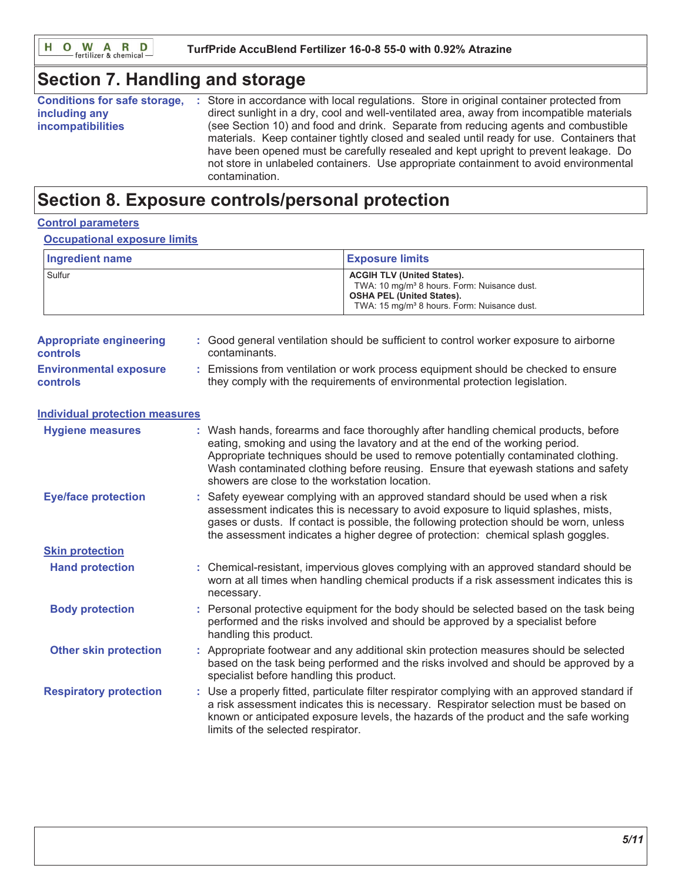## Section 7. Handling and storage

**Conditions for safe storage, including any incompatibilities** : Store in accordance with local regulations. Store in original container protected from direct sunlight in a dry, cool and well-ventilated area, away from incompatible materials (see Section 10) and food and drink. Separate from reducing agents and combustible materials. Keep container tightly closed and sealed until ready for use. Containers that have been opened must be carefully resealed and kept upright to prevent leakage. Do not store in unlabeled containers. Use appropriate containment to avoid environmental contamination.

## Section 8. Exposure controls/personal protection

### Control parameters

#### Occupational exposure limits

| Ingredient name | Exposure limits |
| --- | --- |
| Sulfur | **ACGIH TLV (United States).** TWA: 10 mg/m³ 8 hours. Form: Nuisance dust. **OSHA PEL (United States).** TWA: 15 mg/m³ 8 hours. Form: Nuisance dust. |

**Appropriate engineering controls** : Good general ventilation should be sufficient to control worker exposure to airborne contaminants.

**Environmental exposure controls** : Emissions from ventilation or work process equipment should be checked to ensure they comply with the requirements of environmental protection legislation.

### Individual protection measures

**Hygiene measures** : Wash hands, forearms and face thoroughly after handling chemical products, before eating, smoking and using the lavatory and at the end of the working period. Appropriate techniques should be used to remove potentially contaminated clothing. Wash contaminated clothing before reusing. Ensure that eyewash stations and safety showers are close to the workstation location.

**Eye/face protection** : Safety eyewear complying with an approved standard should be used when a risk assessment indicates this is necessary to avoid exposure to liquid splashes, mists, gases or dusts. If contact is possible, the following protection should be worn, unless the assessment indicates a higher degree of protection: chemical splash goggles.

#### Skin protection

**Hand protection** : Chemical-resistant, impervious gloves complying with an approved standard should be worn at all times when handling chemical products if a risk assessment indicates this is necessary.

**Body protection** : Personal protective equipment for the body should be selected based on the task being performed and the risks involved and should be approved by a specialist before handling this product.

**Other skin protection** : Appropriate footwear and any additional skin protection measures should be selected based on the task being performed and the risks involved and should be approved by a specialist before handling this product.

**Respiratory protection** : Use a properly fitted, particulate filter respirator complying with an approved standard if a risk assessment indicates this is necessary. Respirator selection must be based on known or anticipated exposure levels, the hazards of the product and the safe working limits of the selected respirator.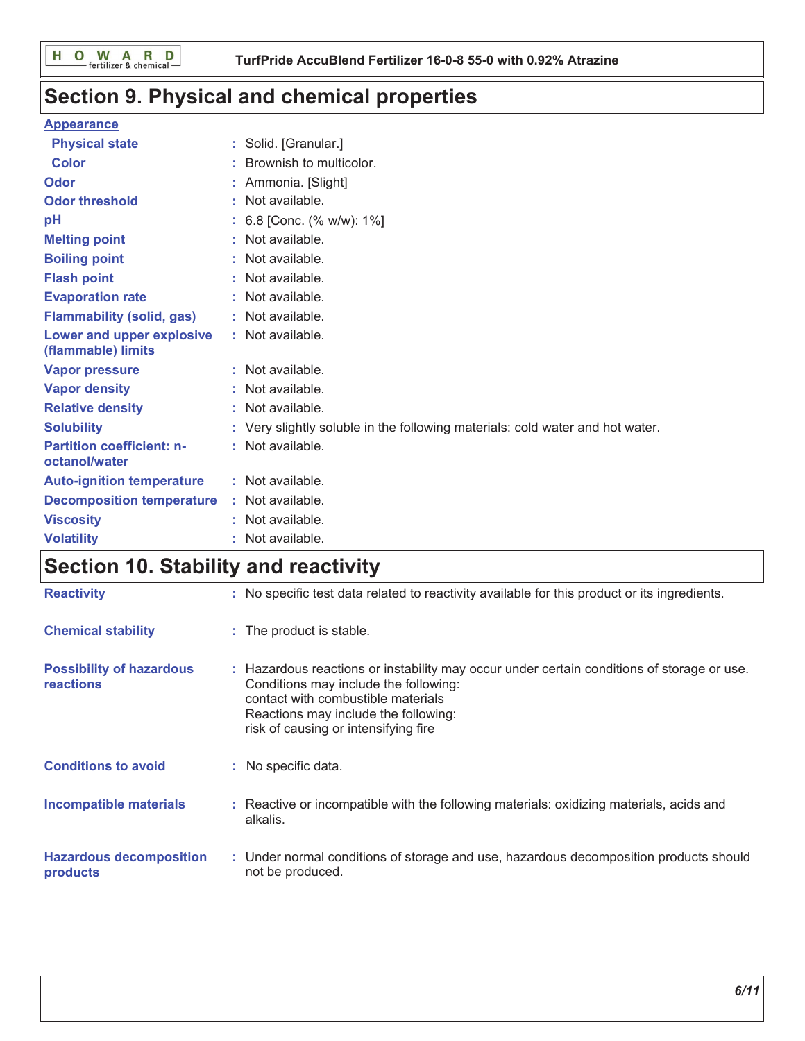## Section 9. Physical and chemical properties

**Appearance**

| | | |
|---|---|---|
| **Physical state** | : | Solid. [Granular.] |
| **Color** | : | Brownish to multicolor. |
| **Odor** | : | Ammonia. [Slight] |
| **Odor threshold** | : | Not available. |
| **pH** | : | 6.8 [Conc. (% w/w): 1%] |
| **Melting point** | : | Not available. |
| **Boiling point** | : | Not available. |
| **Flash point** | : | Not available. |
| **Evaporation rate** | : | Not available. |
| **Flammability (solid, gas)** | : | Not available. |
| **Lower and upper explosive (flammable) limits** | : | Not available. |
| **Vapor pressure** | : | Not available. |
| **Vapor density** | : | Not available. |
| **Relative density** | : | Not available. |
| **Solubility** | : | Very slightly soluble in the following materials: cold water and hot water. |
| **Partition coefficient: n-octanol/water** | : | Not available. |
| **Auto-ignition temperature** | : | Not available. |
| **Decomposition temperature** | : | Not available. |
| **Viscosity** | : | Not available. |
| **Volatility** | : | Not available. |

## Section 10. Stability and reactivity

| | | |
|---|---|---|
| **Reactivity** | : | No specific test data related to reactivity available for this product or its ingredients. |
| **Chemical stability** | : | The product is stable. |
| **Possibility of hazardous reactions** | : | Hazardous reactions or instability may occur under certain conditions of storage or use. Conditions may include the following: contact with combustible materials Reactions may include the following: risk of causing or intensifying fire |
| **Conditions to avoid** | : | No specific data. |
| **Incompatible materials** | : | Reactive or incompatible with the following materials: oxidizing materials, acids and alkalis. |
| **Hazardous decomposition products** | : | Under normal conditions of storage and use, hazardous decomposition products should not be produced. |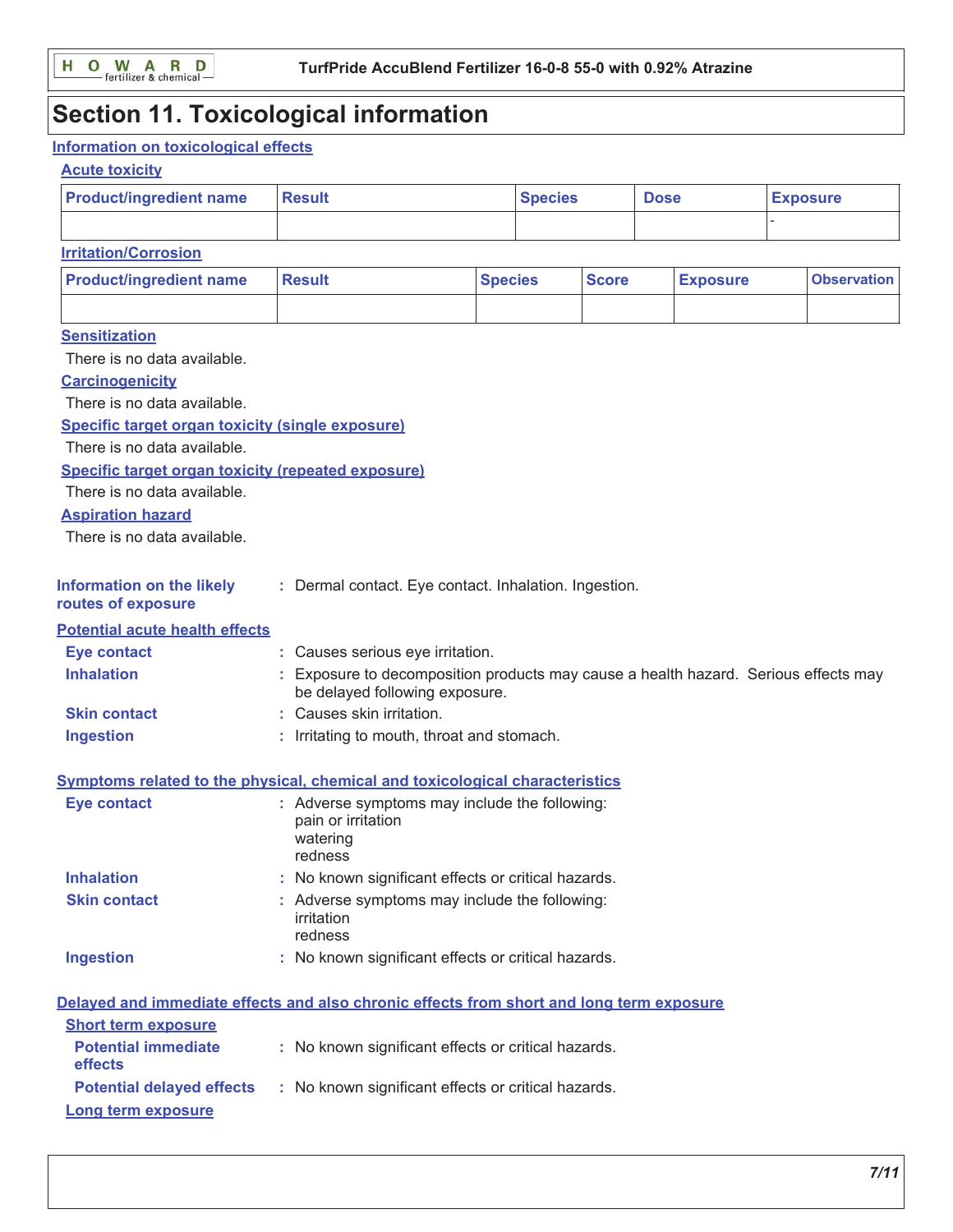# Section 11. Toxicological information

## Information on toxicological effects

### Acute toxicity

| Product/ingredient name | Result | Species | Dose | Exposure |
|---|---|---|---|---|
| | | | | - |

### Irritation/Corrosion

| Product/ingredient name | Result | Species | Score | Exposure | Observation |
|---|---|---|---|---|---|
| | | | | | |

### Sensitization

There is no data available.

### Carcinogenicity

There is no data available.

### Specific target organ toxicity (single exposure)

There is no data available.

### Specific target organ toxicity (repeated exposure)

There is no data available.

### Aspiration hazard

There is no data available.

**Information on the likely routes of exposure** : Dermal contact. Eye contact. Inhalation. Ingestion.

## Potential acute health effects

**Eye contact** : Causes serious eye irritation.

**Inhalation** : Exposure to decomposition products may cause a health hazard. Serious effects may be delayed following exposure.

**Skin contact** : Causes skin irritation.

**Ingestion** : Irritating to mouth, throat and stomach.

## Symptoms related to the physical, chemical and toxicological characteristics

**Eye contact** : Adverse symptoms may include the following:
pain or irritation
watering
redness

**Inhalation** : No known significant effects or critical hazards.

**Skin contact** : Adverse symptoms may include the following:
irritation
redness

**Ingestion** : No known significant effects or critical hazards.

## Delayed and immediate effects and also chronic effects from short and long term exposure

### Short term exposure

**Potential immediate effects** : No known significant effects or critical hazards.

**Potential delayed effects** : No known significant effects or critical hazards.

### Long term exposure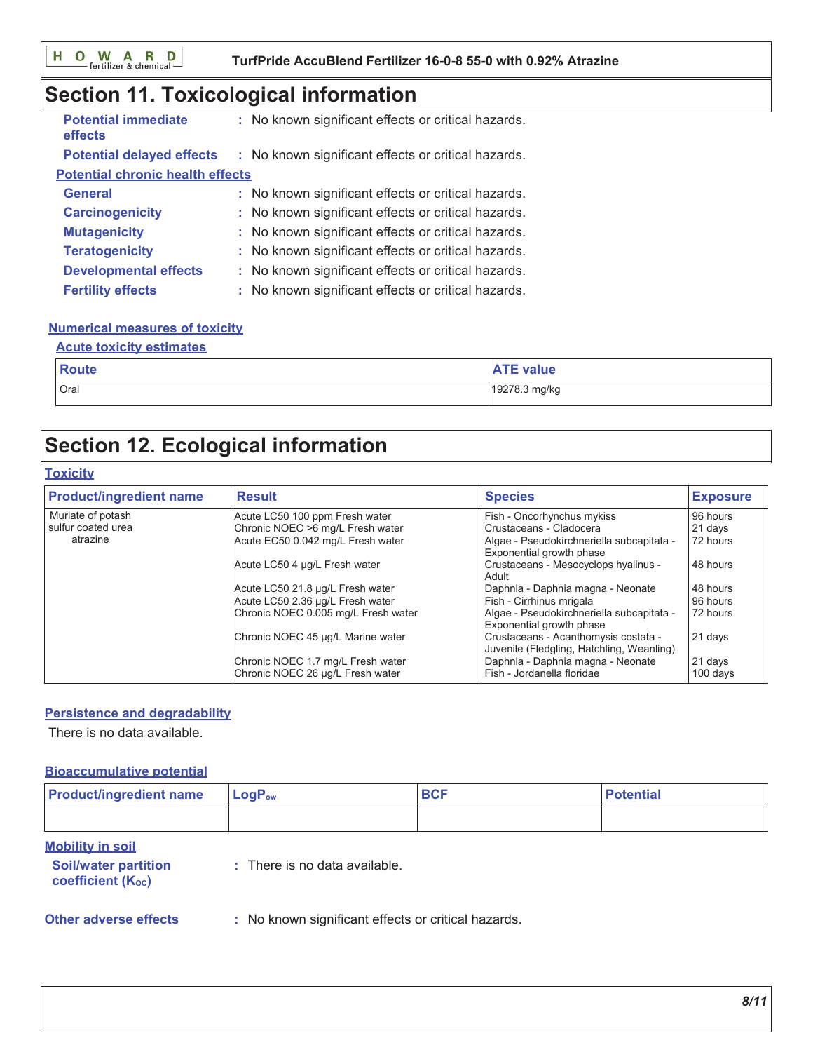# Section 11. Toxicological information

**Potential immediate effects** : No known significant effects or critical hazards.

**Potential delayed effects** : No known significant effects or critical hazards.

**Potential chronic health effects**

**General** : No known significant effects or critical hazards.

**Carcinogenicity** : No known significant effects or critical hazards.

**Mutagenicity** : No known significant effects or critical hazards.

**Teratogenicity** : No known significant effects or critical hazards.

**Developmental effects** : No known significant effects or critical hazards.

**Fertility effects** : No known significant effects or critical hazards.

**Numerical measures of toxicity**

**Acute toxicity estimates**

| Route | ATE value |
|---|---|
| Oral | 19278.3 mg/kg |

# Section 12. Ecological information

**Toxicity**

| Product/ingredient name | Result | Species | Exposure |
|---|---|---|---|
| Muriate of potash | Acute LC50 100 ppm Fresh water | Fish - Oncorhynchus mykiss | 96 hours |
| sulfur coated urea | Chronic NOEC >6 mg/L Fresh water | Crustaceans - Cladocera | 21 days |
| atrazine | Acute EC50 0.042 mg/L Fresh water | Algae - Pseudokirchneriella subcapitata - Exponential growth phase | 72 hours |
| | Acute LC50 4 µg/L Fresh water | Crustaceans - Mesocyclops hyalinus - Adult | 48 hours |
| | Acute LC50 21.8 µg/L Fresh water | Daphnia - Daphnia magna - Neonate | 48 hours |
| | Acute LC50 2.36 µg/L Fresh water | Fish - Cirrhinus mrigala | 96 hours |
| | Chronic NOEC 0.005 mg/L Fresh water | Algae - Pseudokirchneriella subcapitata - Exponential growth phase | 72 hours |
| | Chronic NOEC 45 µg/L Marine water | Crustaceans - Acanthomysis costata - Juvenile (Fledgling, Hatchling, Weanling) | 21 days |
| | Chronic NOEC 1.7 mg/L Fresh water | Daphnia - Daphnia magna - Neonate | 21 days |
| | Chronic NOEC 26 µg/L Fresh water | Fish - Jordanella floridae | 100 days |

**Persistence and degradability**

There is no data available.

**Bioaccumulative potential**

| Product/ingredient name | $LogP_{ow}$ | BCF | Potential |
|---|---|---|---|
| | | | |

**Mobility in soil**

**Soil/water partition coefficient ($K_{OC}$)** : There is no data available.

**Other adverse effects** : No known significant effects or critical hazards.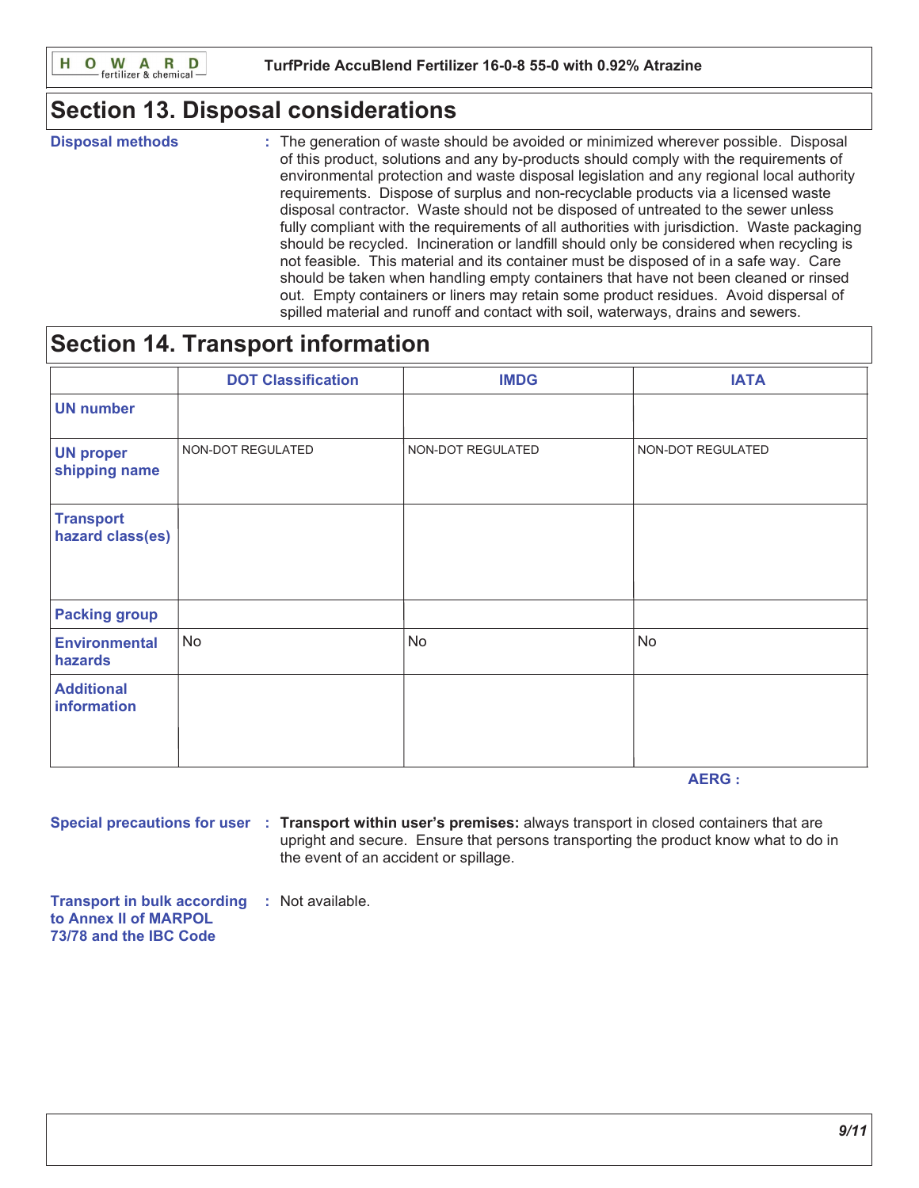## Section 13. Disposal considerations

**Disposal methods** : The generation of waste should be avoided or minimized wherever possible. Disposal of this product, solutions and any by-products should comply with the requirements of environmental protection and waste disposal legislation and any regional local authority requirements. Dispose of surplus and non-recyclable products via a licensed waste disposal contractor. Waste should not be disposed of untreated to the sewer unless fully compliant with the requirements of all authorities with jurisdiction. Waste packaging should be recycled. Incineration or landfill should only be considered when recycling is not feasible. This material and its container must be disposed of in a safe way. Care should be taken when handling empty containers that have not been cleaned or rinsed out. Empty containers or liners may retain some product residues. Avoid dispersal of spilled material and runoff and contact with soil, waterways, drains and sewers.

## Section 14. Transport information

| | DOT Classification | IMDG | IATA |
| --- | --- | --- | --- |
| UN number | | | |
| UN proper shipping name | NON-DOT REGULATED | NON-DOT REGULATED | NON-DOT REGULATED |
| Transport hazard class(es) | | | |
| Packing group | | | |
| Environmental hazards | No | No | No |
| Additional information | | | |

**AERG :**

**Special precautions for user** : **Transport within user's premises:** always transport in closed containers that are upright and secure. Ensure that persons transporting the product know what to do in the event of an accident or spillage.

**Transport in bulk according to Annex II of MARPOL 73/78 and the IBC Code** : Not available.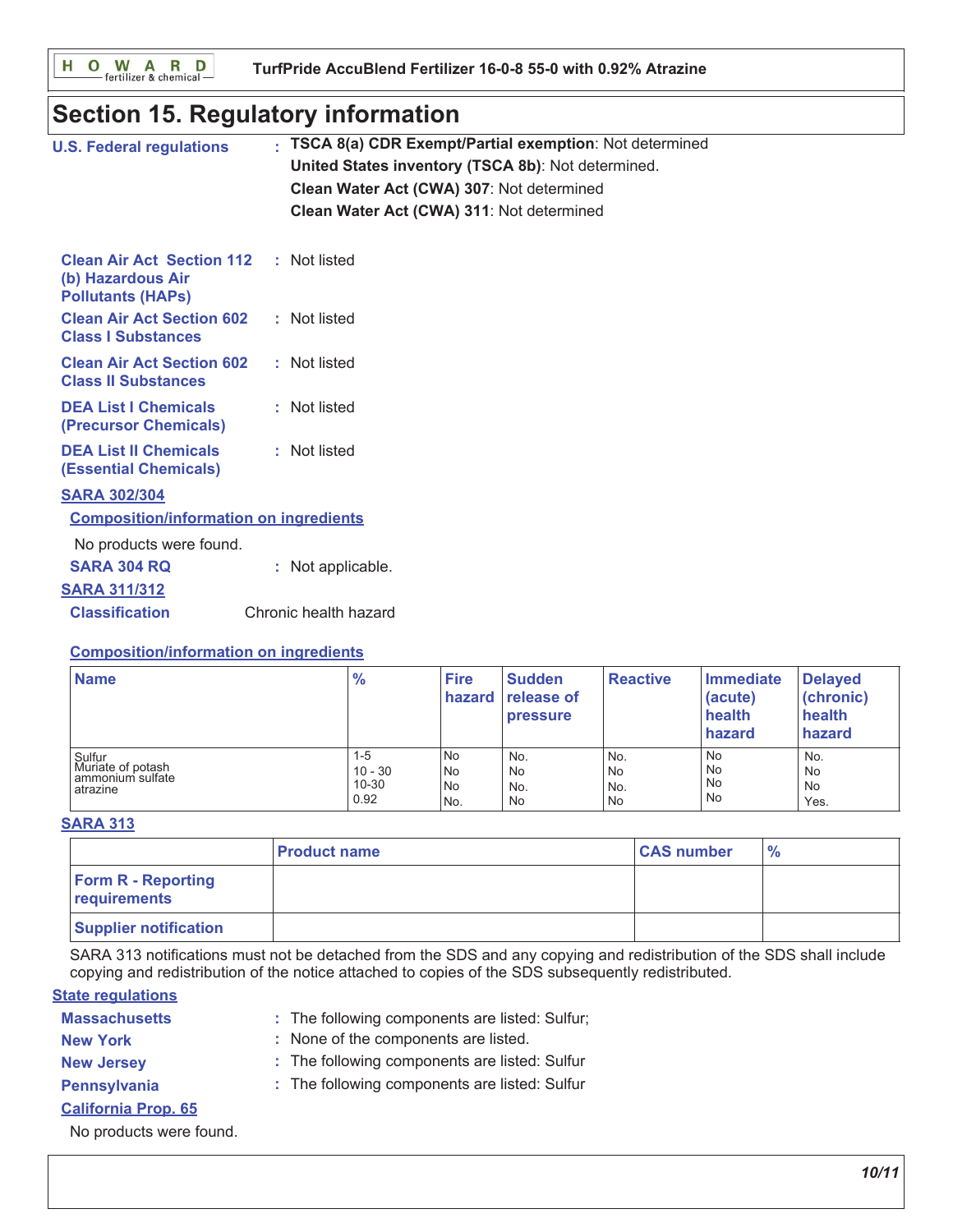# Section 15. Regulatory information

**U.S. Federal regulations** : **TSCA 8(a) CDR Exempt/Partial exemption**: Not determined
**United States inventory (TSCA 8b)**: Not determined.
**Clean Water Act (CWA) 307**: Not determined
**Clean Water Act (CWA) 311**: Not determined

**Clean Air Act Section 112 (b) Hazardous Air Pollutants (HAPs)** : Not listed

**Clean Air Act Section 602 Class I Substances** : Not listed

**Clean Air Act Section 602 Class II Substances** : Not listed

**DEA List I Chemicals (Precursor Chemicals)** : Not listed

**DEA List II Chemicals (Essential Chemicals)** : Not listed

**SARA 302/304**

**Composition/information on ingredients**

No products were found.

**SARA 304 RQ** : Not applicable.

**SARA 311/312**

**Classification** Chronic health hazard

**Composition/information on ingredients**

| Name | % | Fire hazard | Sudden release of pressure | Reactive | Immediate (acute) health hazard | Delayed (chronic) health hazard |
|---|---|---|---|---|---|---|
| Sulfur | 1-5 | No | No. | No. | No | No. |
| Muriate of potash | 10 - 30 | No | No | No | No | No |
| ammonium sulfate | 10-30 | No | No. | No. | No | No |
| atrazine | 0.92 | No. | No | No | No | Yes. |

**SARA 313**

| | Product name | CAS number | % |
|---|---|---|---|
| **Form R - Reporting requirements** | | | |
| **Supplier notification** | | | |

SARA 313 notifications must not be detached from the SDS and any copying and redistribution of the SDS shall include copying and redistribution of the notice attached to copies of the SDS subsequently redistributed.

**State regulations**

**Massachusetts** : The following components are listed: Sulfur;

**New York** : None of the components are listed.

**New Jersey** : The following components are listed: Sulfur

**Pennsylvania** : The following components are listed: Sulfur

**California Prop. 65**

No products were found.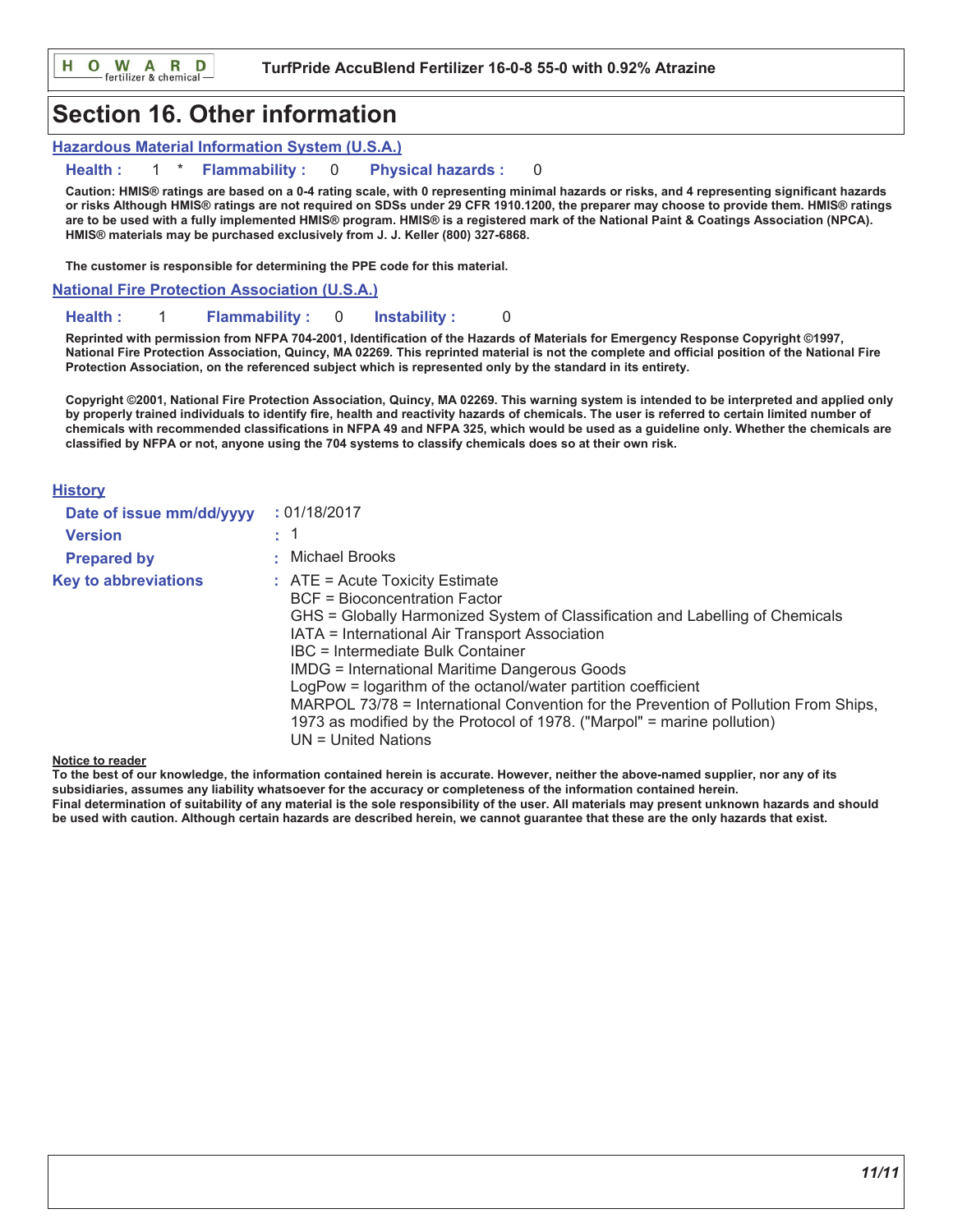# Section 16. Other information

## Hazardous Material Information System (U.S.A.)

**Health :** 1 * **Flammability :** 0 **Physical hazards :** 0

**Caution: HMIS® ratings are based on a 0-4 rating scale, with 0 representing minimal hazards or risks, and 4 representing significant hazards or risks Although HMIS® ratings are not required on SDSs under 29 CFR 1910.1200, the preparer may choose to provide them. HMIS® ratings are to be used with a fully implemented HMIS® program. HMIS® is a registered mark of the National Paint & Coatings Association (NPCA). HMIS® materials may be purchased exclusively from J. J. Keller (800) 327-6868.**

**The customer is responsible for determining the PPE code for this material.**

## National Fire Protection Association (U.S.A.)

**Health :** 1 **Flammability :** 0 **Instability :** 0

**Reprinted with permission from NFPA 704-2001, Identification of the Hazards of Materials for Emergency Response Copyright ©1997, National Fire Protection Association, Quincy, MA 02269. This reprinted material is not the complete and official position of the National Fire Protection Association, on the referenced subject which is represented only by the standard in its entirety.**

**Copyright ©2001, National Fire Protection Association, Quincy, MA 02269. This warning system is intended to be interpreted and applied only by properly trained individuals to identify fire, health and reactivity hazards of chemicals. The user is referred to certain limited number of chemicals with recommended classifications in NFPA 49 and NFPA 325, which would be used as a guideline only. Whether the chemicals are classified by NFPA or not, anyone using the 704 systems to classify chemicals does so at their own risk.**

## History

**Date of issue mm/dd/yyyy** : 01/18/2017

**Version** : 1

**Prepared by** : Michael Brooks

**Key to abbreviations** :
ATE = Acute Toxicity Estimate
BCF = Bioconcentration Factor
GHS = Globally Harmonized System of Classification and Labelling of Chemicals
IATA = International Air Transport Association
IBC = Intermediate Bulk Container
IMDG = International Maritime Dangerous Goods
LogPow = logarithm of the octanol/water partition coefficient
MARPOL 73/78 = International Convention for the Prevention of Pollution From Ships, 1973 as modified by the Protocol of 1978. ("Marpol" = marine pollution)
UN = United Nations

**Notice to reader**

**To the best of our knowledge, the information contained herein is accurate. However, neither the above-named supplier, nor any of its subsidiaries, assumes any liability whatsoever for the accuracy or completeness of the information contained herein.**
**Final determination of suitability of any material is the sole responsibility of the user. All materials may present unknown hazards and should be used with caution. Although certain hazards are described herein, we cannot guarantee that these are the only hazards that exist.**